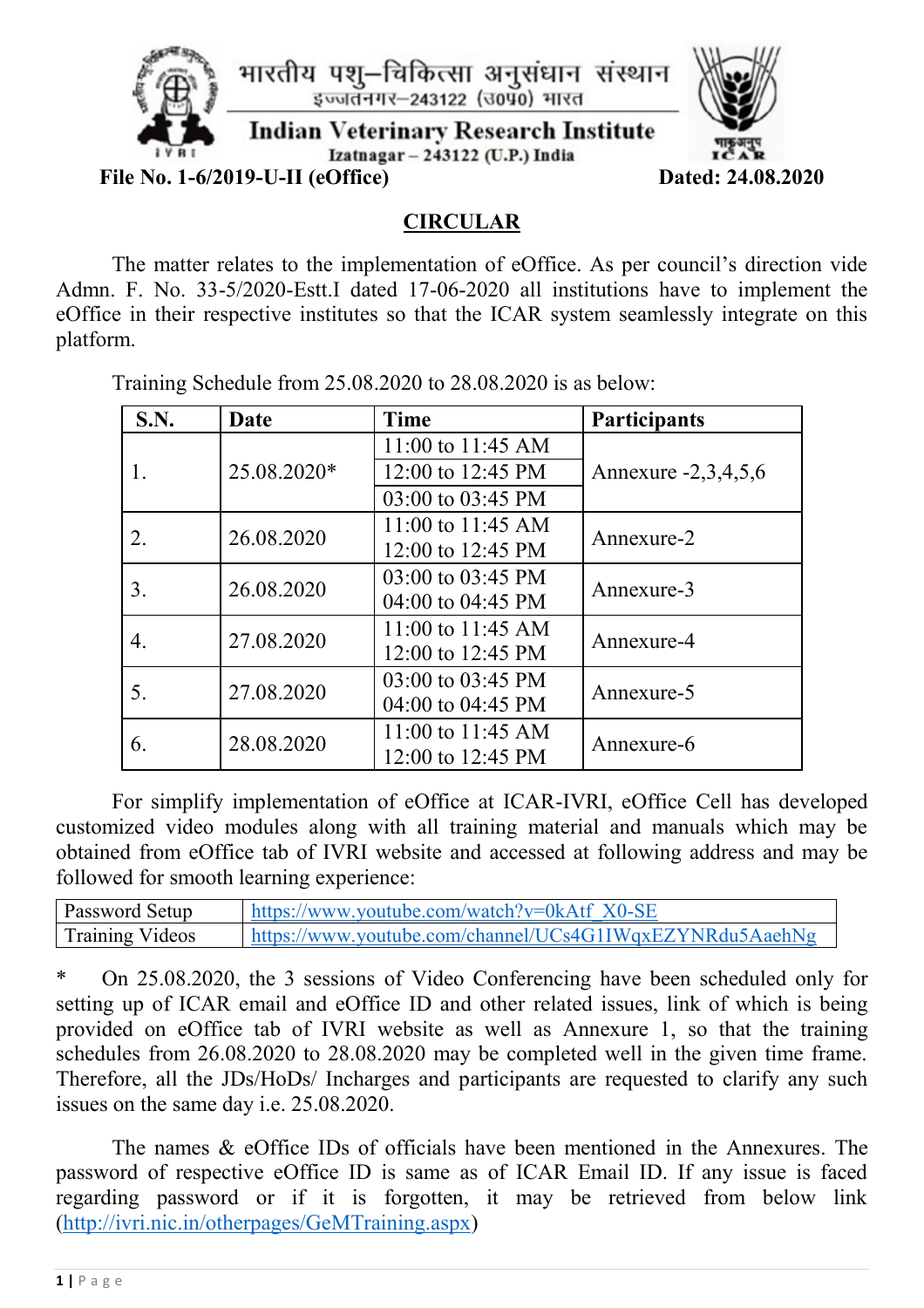भारतीय पशु–चिकित्सा अनुसंधान संस्थान

इज्जतनगर–243122 (उ0प्र0) भारत

**Indian Veterinary Research Institute**

Izatnagar – 243122 (U.P.) India

**File No. 1-6/2019-U-II (eOffice)** **Dated: 24.08.2020**

# CIRCULAR

The matter relates to the implementation of eOffice. As per council's direction vide Admn. F. No. 33-5/2020-Estt.I dated 17-06-2020 all institutions have to implement the eOffice in their respective institutes so that the ICAR system seamlessly integrate on this platform.

Training Schedule from 25.08.2020 to 28.08.2020 is as below:

| S.N. | Date | Time | Participants |
|---|---|---|---|
| 1. | 25.08.2020* | 11:00 to 11:45 AM<br>12:00 to 12:45 PM<br>03:00 to 03:45 PM | Annexure -2,3,4,5,6 |
| 2. | 26.08.2020 | 11:00 to 11:45 AM<br>12:00 to 12:45 PM | Annexure-2 |
| 3. | 26.08.2020 | 03:00 to 03:45 PM<br>04:00 to 04:45 PM | Annexure-3 |
| 4. | 27.08.2020 | 11:00 to 11:45 AM<br>12:00 to 12:45 PM | Annexure-4 |
| 5. | 27.08.2020 | 03:00 to 03:45 PM<br>04:00 to 04:45 PM | Annexure-5 |
| 6. | 28.08.2020 | 11:00 to 11:45 AM<br>12:00 to 12:45 PM | Annexure-6 |

For simplify implementation of eOffice at ICAR-IVRI, eOffice Cell has developed customized video modules along with all training material and manuals which may be obtained from eOffice tab of IVRI website and accessed at following address and may be followed for smooth learning experience:

| Password Setup | https://www.youtube.com/watch?v=0kAtf_X0-SE |
|---|---|
| Training Videos | https://www.youtube.com/channel/UCs4G1IWqxEZYNRdu5AaehNg |

* On 25.08.2020, the 3 sessions of Video Conferencing have been scheduled only for setting up of ICAR email and eOffice ID and other related issues, link of which is being provided on eOffice tab of IVRI website as well as Annexure 1, so that the training schedules from 26.08.2020 to 28.08.2020 may be completed well in the given time frame. Therefore, all the JDs/HoDs/ Incharges and participants are requested to clarify any such issues on the same day i.e. 25.08.2020.

The names & eOffice IDs of officials have been mentioned in the Annexures. The password of respective eOffice ID is same as of ICAR Email ID. If any issue is faced regarding password or if it is forgotten, it may be retrieved from below link (http://ivri.nic.in/otherpages/GeMTraining.aspx)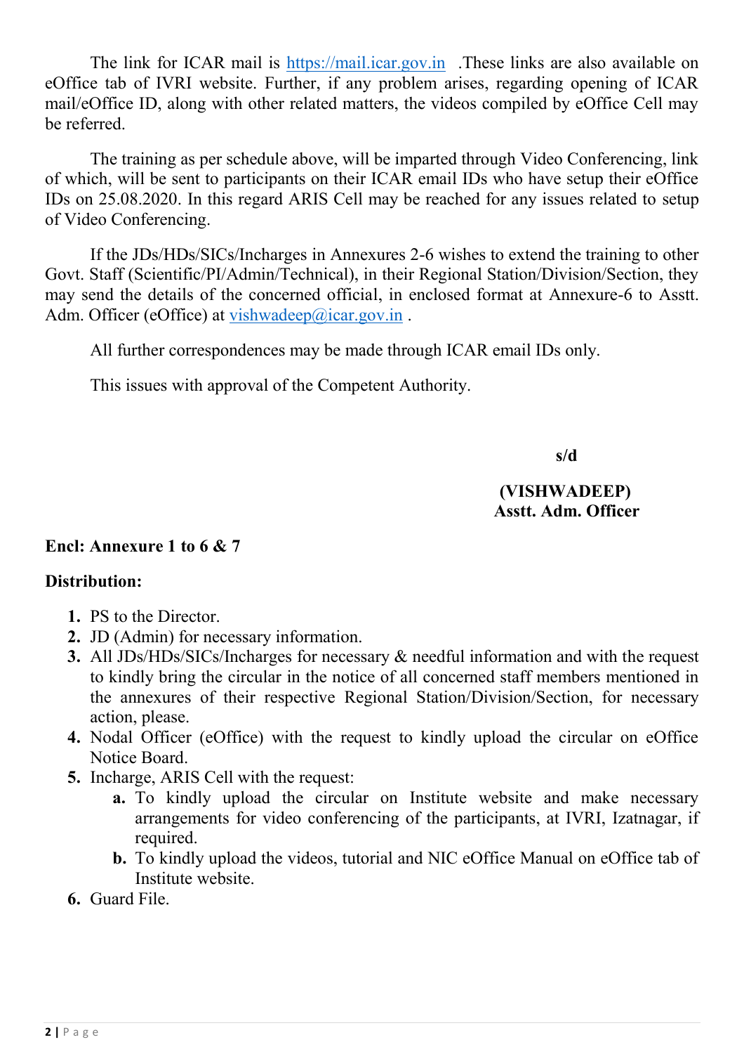The link for ICAR mail is https://mail.icar.gov.in .These links are also available on eOffice tab of IVRI website. Further, if any problem arises, regarding opening of ICAR mail/eOffice ID, along with other related matters, the videos compiled by eOffice Cell may be referred.

The training as per schedule above, will be imparted through Video Conferencing, link of which, will be sent to participants on their ICAR email IDs who have setup their eOffice IDs on 25.08.2020. In this regard ARIS Cell may be reached for any issues related to setup of Video Conferencing.

If the JDs/HDs/SICs/Incharges in Annexures 2-6 wishes to extend the training to other Govt. Staff (Scientific/PI/Admin/Technical), in their Regional Station/Division/Section, they may send the details of the concerned official, in enclosed format at Annexure-6 to Asstt. Adm. Officer (eOffice) at vishwadeep@icar.gov.in .

All further correspondences may be made through ICAR email IDs only.

This issues with approval of the Competent Authority.

**s/d**

**(VISHWADEEP)**
**Asstt. Adm. Officer**

**Encl: Annexure 1 to 6 & 7**

**Distribution:**

1. PS to the Director.
2. JD (Admin) for necessary information.
3. All JDs/HDs/SICs/Incharges for necessary & needful information and with the request to kindly bring the circular in the notice of all concerned staff members mentioned in the annexures of their respective Regional Station/Division/Section, for necessary action, please.
4. Nodal Officer (eOffice) with the request to kindly upload the circular on eOffice Notice Board.
5. Incharge, ARIS Cell with the request:
   a. To kindly upload the circular on Institute website and make necessary arrangements for video conferencing of the participants, at IVRI, Izatnagar, if required.
   b. To kindly upload the videos, tutorial and NIC eOffice Manual on eOffice tab of Institute website.
6. Guard File.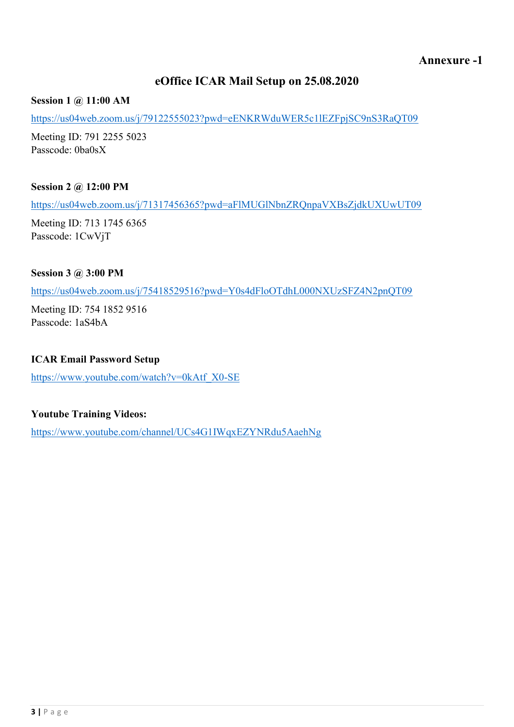**Annexure -1**

## eOffice ICAR Mail Setup on 25.08.2020

**Session 1 @ 11:00 AM**

https://us04web.zoom.us/j/79122555023?pwd=eENKRWduWER5c1lEZFpjSC9nS3RaQT09

Meeting ID: 791 2255 5023
Passcode: 0ba0sX

**Session 2 @ 12:00 PM**

https://us04web.zoom.us/j/71317456365?pwd=aFlMUGlNbnZRQnpaVXBsZjdkUXUwUT09

Meeting ID: 713 1745 6365
Passcode: 1CwVjT

**Session 3 @ 3:00 PM**

https://us04web.zoom.us/j/75418529516?pwd=Y0s4dFloOTdhL000NXUzSFZ4N2pnQT09

Meeting ID: 754 1852 9516
Passcode: 1aS4bA

**ICAR Email Password Setup**

https://www.youtube.com/watch?v=0kAtf_X0-SE

**Youtube Training Videos:**

https://www.youtube.com/channel/UCs4G1IWqxEZYNRdu5AaehNg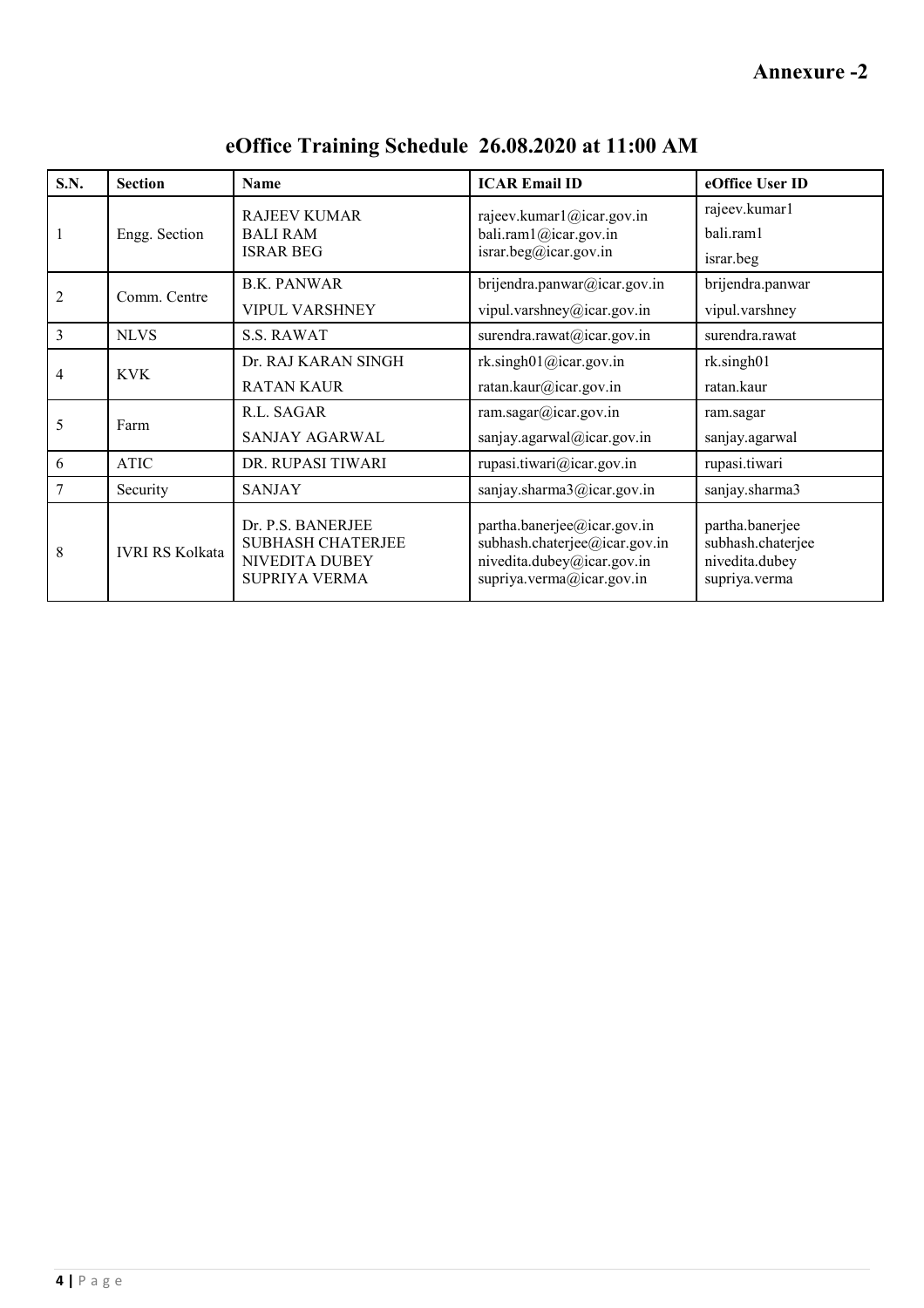**Annexure -2**

## eOffice Training Schedule 26.08.2020 at 11:00 AM

| S.N. | Section | Name | ICAR Email ID | eOffice User ID |
|---|---|---|---|---|
| 1 | Engg. Section | RAJEEV KUMAR<br>BALI RAM<br>ISRAR BEG | rajeev.kumar1@icar.gov.in<br>bali.ram1@icar.gov.in<br>israr.beg@icar.gov.in | rajeev.kumar1<br>bali.ram1<br>israr.beg |
| 2 | Comm. Centre | B.K. PANWAR<br>VIPUL VARSHNEY | brijendra.panwar@icar.gov.in<br>vipul.varshney@icar.gov.in | brijendra.panwar<br>vipul.varshney |
| 3 | NLVS | S.S. RAWAT | surendra.rawat@icar.gov.in | surendra.rawat |
| 4 | KVK | Dr. RAJ KARAN SINGH<br>RATAN KAUR | rk.singh01@icar.gov.in<br>ratan.kaur@icar.gov.in | rk.singh01<br>ratan.kaur |
| 5 | Farm | R.L. SAGAR<br>SANJAY AGARWAL | ram.sagar@icar.gov.in<br>sanjay.agarwal@icar.gov.in | ram.sagar<br>sanjay.agarwal |
| 6 | ATIC | DR. RUPASI TIWARI | rupasi.tiwari@icar.gov.in | rupasi.tiwari |
| 7 | Security | SANJAY | sanjay.sharma3@icar.gov.in | sanjay.sharma3 |
| 8 | IVRI RS Kolkata | Dr. P.S. BANERJEE<br>SUBHASH CHATERJEE<br>NIVEDITA DUBEY<br>SUPRIYA VERMA | partha.banerjee@icar.gov.in<br>subhash.chaterjee@icar.gov.in<br>nivedita.dubey@icar.gov.in<br>supriya.verma@icar.gov.in | partha.banerjee<br>subhash.chaterjee<br>nivedita.dubey<br>supriya.verma |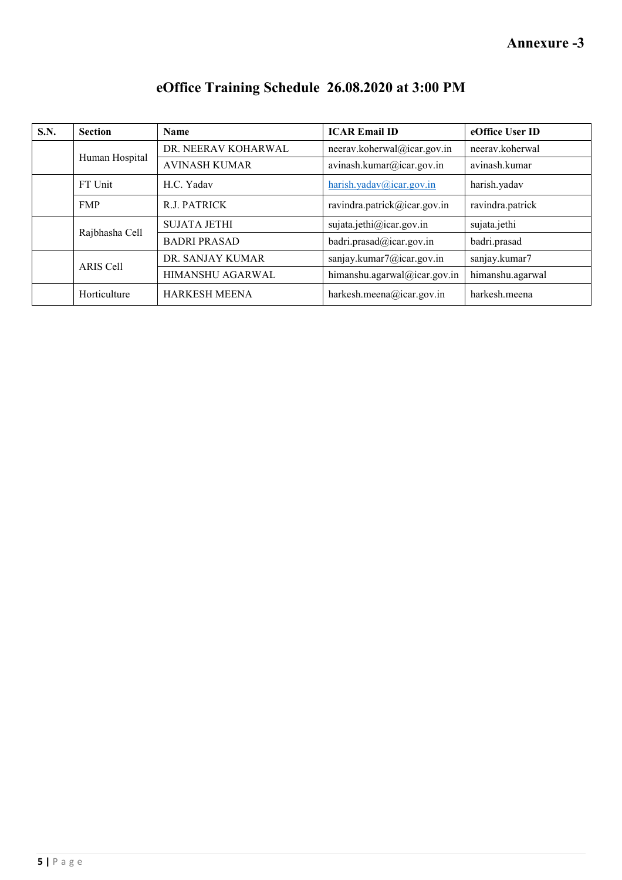**Annexure -3**

# eOffice Training Schedule 26.08.2020 at 3:00 PM

| S.N. | Section | Name | ICAR Email ID | eOffice User ID |
|---|---|---|---|---|
| | Human Hospital | DR. NEERAV KOHARWAL | neerav.koherwal@icar.gov.in | neerav.koherwal |
| | | AVINASH KUMAR | avinash.kumar@icar.gov.in | avinash.kumar |
| | FT Unit | H.C. Yadav | harish.yadav@icar.gov.in | harish.yadav |
| | FMP | R.J. PATRICK | ravindra.patrick@icar.gov.in | ravindra.patrick |
| | Rajbhasha Cell | SUJATA JETHI | sujata.jethi@icar.gov.in | sujata.jethi |
| | | BADRI PRASAD | badri.prasad@icar.gov.in | badri.prasad |
| | ARIS Cell | DR. SANJAY KUMAR | sanjay.kumar7@icar.gov.in | sanjay.kumar7 |
| | | HIMANSHU AGARWAL | himanshu.agarwal@icar.gov.in | himanshu.agarwal |
| | Horticulture | HARKESH MEENA | harkesh.meena@icar.gov.in | harkesh.meena |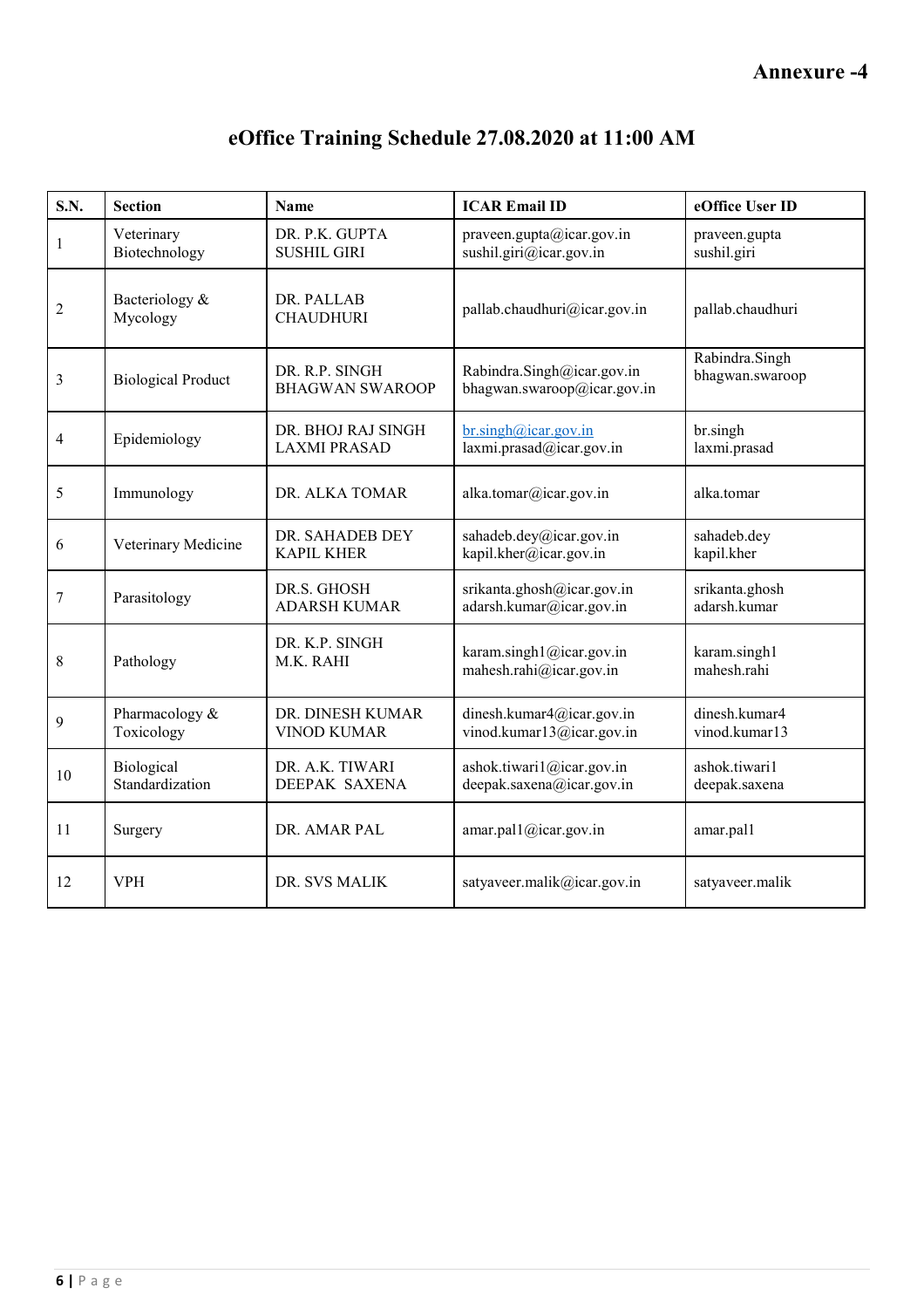**Annexure -4**

# eOffice Training Schedule 27.08.2020 at 11:00 AM

| S.N. | Section | Name | ICAR Email ID | eOffice User ID |
|---|---|---|---|---|
| 1 | Veterinary Biotechnology | DR. P.K. GUPTA<br>SUSHIL GIRI | praveen.gupta@icar.gov.in<br>sushil.giri@icar.gov.in | praveen.gupta<br>sushil.giri |
| 2 | Bacteriology & Mycology | DR. PALLAB CHAUDHURI | pallab.chaudhuri@icar.gov.in | pallab.chaudhuri |
| 3 | Biological Product | DR. R.P. SINGH<br>BHAGWAN SWAROOP | Rabindra.Singh@icar.gov.in<br>bhagwan.swaroop@icar.gov.in | Rabindra.Singh<br>bhagwan.swaroop |
| 4 | Epidemiology | DR. BHOJ RAJ SINGH<br>LAXMI PRASAD | br.singh@icar.gov.in<br>laxmi.prasad@icar.gov.in | br.singh<br>laxmi.prasad |
| 5 | Immunology | DR. ALKA TOMAR | alka.tomar@icar.gov.in | alka.tomar |
| 6 | Veterinary Medicine | DR. SAHADEB DEY<br>KAPIL KHER | sahadeb.dey@icar.gov.in<br>kapil.kher@icar.gov.in | sahadeb.dey<br>kapil.kher |
| 7 | Parasitology | DR.S. GHOSH<br>ADARSH KUMAR | srikanta.ghosh@icar.gov.in<br>adarsh.kumar@icar.gov.in | srikanta.ghosh<br>adarsh.kumar |
| 8 | Pathology | DR. K.P. SINGH<br>M.K. RAHI | karam.singh1@icar.gov.in<br>mahesh.rahi@icar.gov.in | karam.singh1<br>mahesh.rahi |
| 9 | Pharmacology & Toxicology | DR. DINESH KUMAR<br>VINOD KUMAR | dinesh.kumar4@icar.gov.in<br>vinod.kumar13@icar.gov.in | dinesh.kumar4<br>vinod.kumar13 |
| 10 | Biological Standardization | DR. A.K. TIWARI<br>DEEPAK SAXENA | ashok.tiwari1@icar.gov.in<br>deepak.saxena@icar.gov.in | ashok.tiwari1<br>deepak.saxena |
| 11 | Surgery | DR. AMAR PAL | amar.pal1@icar.gov.in | amar.pal1 |
| 12 | VPH | DR. SVS MALIK | satyaveer.malik@icar.gov.in | satyaveer.malik |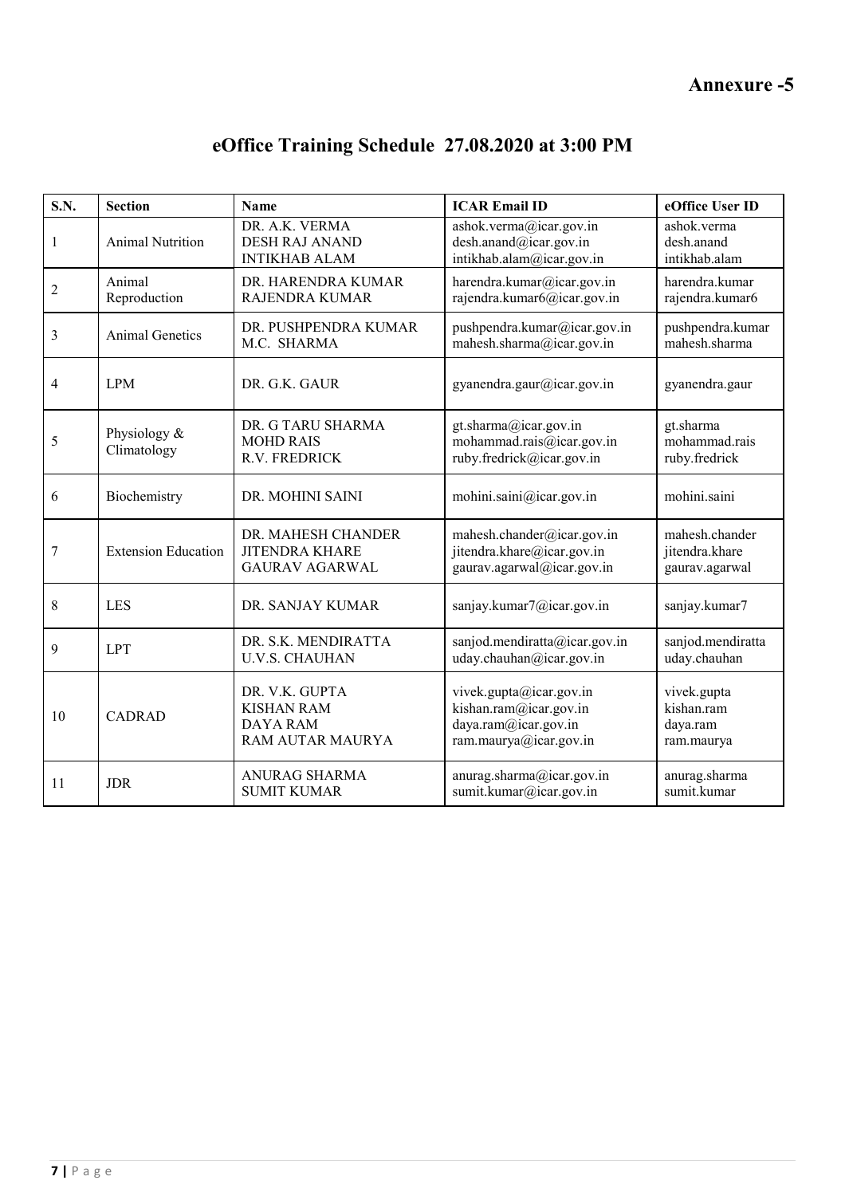**Annexure -5**

# eOffice Training Schedule 27.08.2020 at 3:00 PM

| S.N. | Section | Name | ICAR Email ID | eOffice User ID |
|---|---|---|---|---|
| 1 | Animal Nutrition | DR. A.K. VERMA<br>DESH RAJ ANAND<br>INTIKHAB ALAM | ashok.verma@icar.gov.in<br>desh.anand@icar.gov.in<br>intikhab.alam@icar.gov.in | ashok.verma<br>desh.anand<br>intikhab.alam |
| 2 | Animal Reproduction | DR. HARENDRA KUMAR<br>RAJENDRA KUMAR | harendra.kumar@icar.gov.in<br>rajendra.kumar6@icar.gov.in | harendra.kumar<br>rajendra.kumar6 |
| 3 | Animal Genetics | DR. PUSHPENDRA KUMAR<br>M.C. SHARMA | pushpendra.kumar@icar.gov.in<br>mahesh.sharma@icar.gov.in | pushpendra.kumar<br>mahesh.sharma |
| 4 | LPM | DR. G.K. GAUR | gyanendra.gaur@icar.gov.in | gyanendra.gaur |
| 5 | Physiology & Climatology | DR. G TARU SHARMA<br>MOHD RAIS<br>R.V. FREDRICK | gt.sharma@icar.gov.in<br>mohammad.rais@icar.gov.in<br>ruby.fredrick@icar.gov.in | gt.sharma<br>mohammad.rais<br>ruby.fredrick |
| 6 | Biochemistry | DR. MOHINI SAINI | mohini.saini@icar.gov.in | mohini.saini |
| 7 | Extension Education | DR. MAHESH CHANDER<br>JITENDRA KHARE<br>GAURAV AGARWAL | mahesh.chander@icar.gov.in<br>jitendra.khare@icar.gov.in<br>gaurav.agarwal@icar.gov.in | mahesh.chander<br>jitendra.khare<br>gaurav.agarwal |
| 8 | LES | DR. SANJAY KUMAR | sanjay.kumar7@icar.gov.in | sanjay.kumar7 |
| 9 | LPT | DR. S.K. MENDIRATTA<br>U.V.S. CHAUHAN | sanjod.mendiratta@icar.gov.in<br>uday.chauhan@icar.gov.in | sanjod.mendiratta<br>uday.chauhan |
| 10 | CADRAD | DR. V.K. GUPTA<br>KISHAN RAM<br>DAYA RAM<br>RAM AUTAR MAURYA | vivek.gupta@icar.gov.in<br>kishan.ram@icar.gov.in<br>daya.ram@icar.gov.in<br>ram.maurya@icar.gov.in | vivek.gupta<br>kishan.ram<br>daya.ram<br>ram.maurya |
| 11 | JDR | ANURAG SHARMA<br>SUMIT KUMAR | anurag.sharma@icar.gov.in<br>sumit.kumar@icar.gov.in | anurag.sharma<br>sumit.kumar |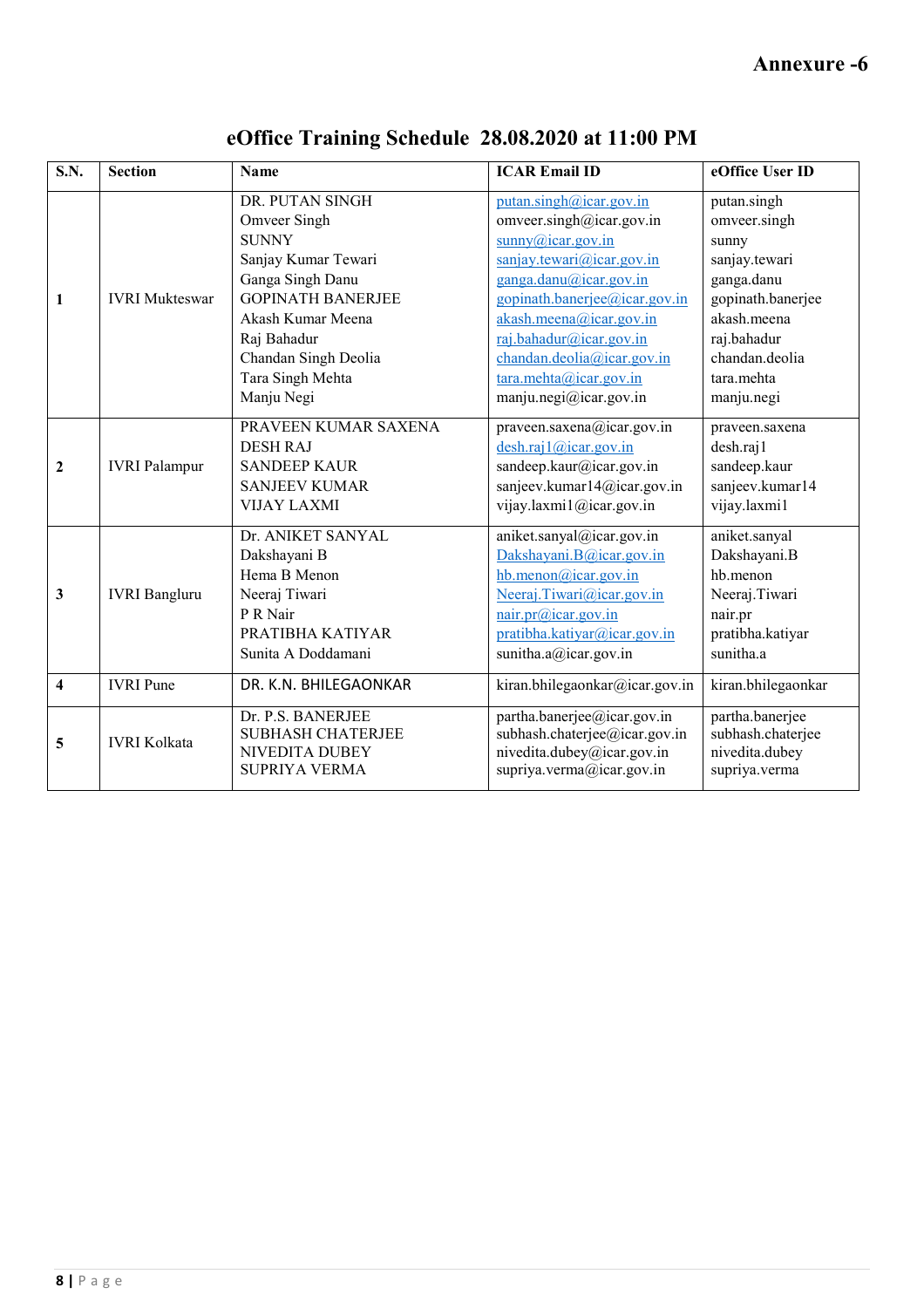**Annexure -6**

# eOffice Training Schedule 28.08.2020 at 11:00 PM

| S.N. | Section | Name | ICAR Email ID | eOffice User ID |
|---|---|---|---|---|
| 1 | IVRI Mukteswar | DR. PUTAN SINGH<br>Omveer Singh<br>SUNNY<br>Sanjay Kumar Tewari<br>Ganga Singh Danu<br>GOPINATH BANERJEE<br>Akash Kumar Meena<br>Raj Bahadur<br>Chandan Singh Deolia<br>Tara Singh Mehta<br>Manju Negi | putan.singh@icar.gov.in<br>omveer.singh@icar.gov.in<br>sunny@icar.gov.in<br>sanjay.tewari@icar.gov.in<br>ganga.danu@icar.gov.in<br>gopinath.banerjee@icar.gov.in<br>akash.meena@icar.gov.in<br>raj.bahadur@icar.gov.in<br>chandan.deolia@icar.gov.in<br>tara.mehta@icar.gov.in<br>manju.negi@icar.gov.in | putan.singh<br>omveer.singh<br>sunny<br>sanjay.tewari<br>ganga.danu<br>gopinath.banerjee<br>akash.meena<br>raj.bahadur<br>chandan.deolia<br>tara.mehta<br>manju.negi |
| 2 | IVRI Palampur | PRAVEEN KUMAR SAXENA<br>DESH RAJ<br>SANDEEP KAUR<br>SANJEEV KUMAR<br>VIJAY LAXMI | praveen.saxena@icar.gov.in<br>desh.raj1@icar.gov.in<br>sandeep.kaur@icar.gov.in<br>sanjeev.kumar14@icar.gov.in<br>vijay.laxmi1@icar.gov.in | praveen.saxena<br>desh.raj1<br>sandeep.kaur<br>sanjeev.kumar14<br>vijay.laxmi1 |
| 3 | IVRI Bangluru | Dr. ANIKET SANYAL<br>Dakshayani B<br>Hema B Menon<br>Neeraj Tiwari<br>P R Nair<br>PRATIBHA KATIYAR<br>Sunita A Doddamani | aniket.sanyal@icar.gov.in<br>Dakshayani.B@icar.gov.in<br>hb.menon@icar.gov.in<br>Neeraj.Tiwari@icar.gov.in<br>nair.pr@icar.gov.in<br>pratibha.katiyar@icar.gov.in<br>sunitha.a@icar.gov.in | aniket.sanyal<br>Dakshayani.B<br>hb.menon<br>Neeraj.Tiwari<br>nair.pr<br>pratibha.katiyar<br>sunitha.a |
| 4 | IVRI Pune | DR. K.N. BHILEGAONKAR | kiran.bhilegaonkar@icar.gov.in | kiran.bhilegaonkar |
| 5 | IVRI Kolkata | Dr. P.S. BANERJEE<br>SUBHASH CHATERJEE<br>NIVEDITA DUBEY<br>SUPRIYA VERMA | partha.banerjee@icar.gov.in<br>subhash.chaterjee@icar.gov.in<br>nivedita.dubey@icar.gov.in<br>supriya.verma@icar.gov.in | partha.banerjee<br>subhash.chaterjee<br>nivedita.dubey<br>supriya.verma |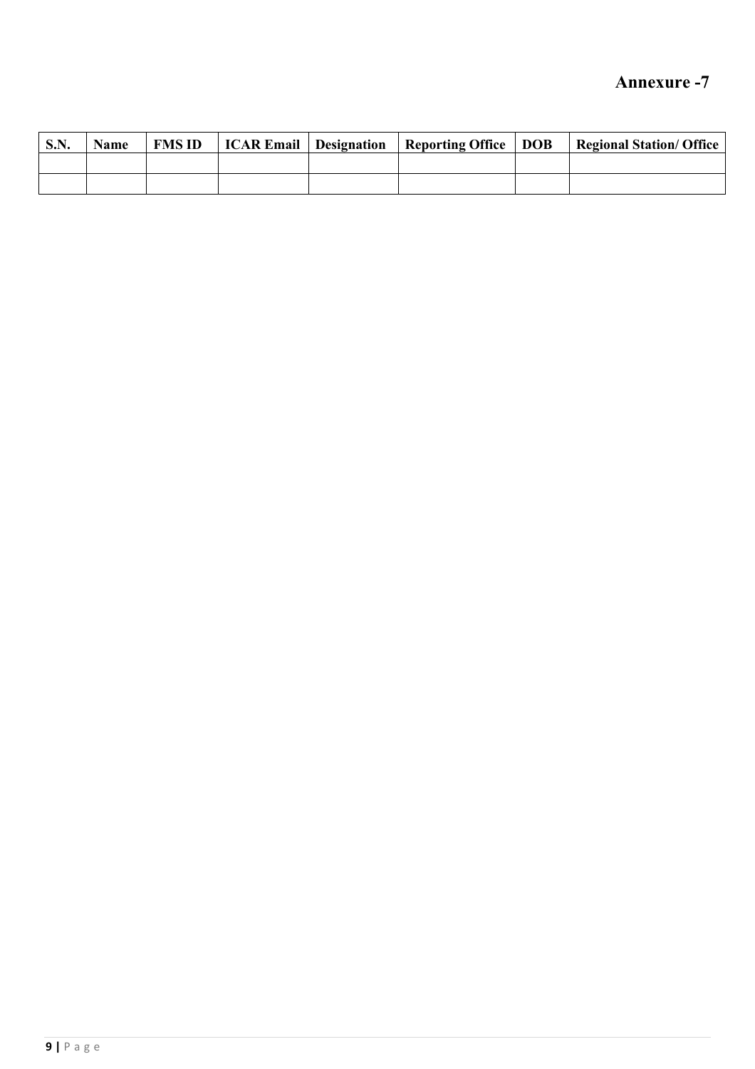## Annexure -7

| S.N. | Name | FMS ID | ICAR Email | Designation | Reporting Office | DOB | Regional Station/ Office |
|---|---|---|---|---|---|---|---|
| | | | | | | | |
| | | | | | | | |